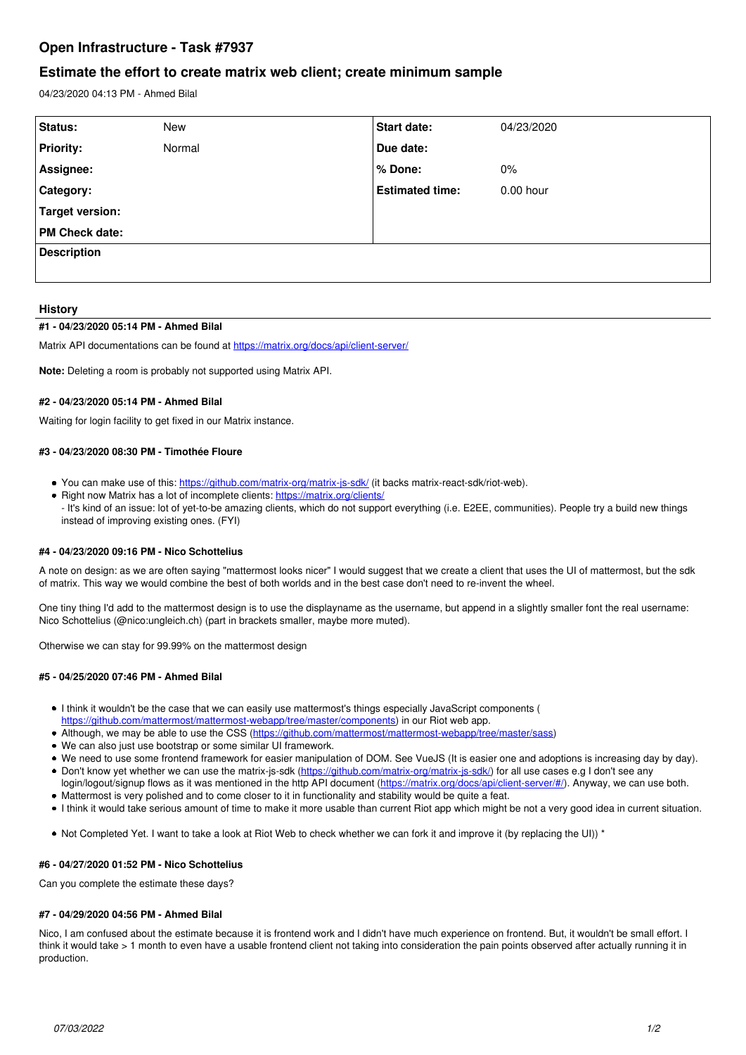# Open Infrastructure - Task #7937

## Estimate the effort to create matrix web client; create minimum sample

04/23/2020 04:13 PM - Ahmed Bilal

| Status: | New | Start date: | 04/23/2020 |
| --- | --- | --- | --- |
| Priority: | Normal | Due date: | |
| Assignee: | | % Done: | 0% |
| Category: | | Estimated time: | 0.00 hour |
| Target version: | | | |
| PM Check date: | | | |

**Description**

### History

#### #1 - 04/23/2020 05:14 PM - Ahmed Bilal

Matrix API documentations can be found at https://matrix.org/docs/api/client-server/

**Note:** Deleting a room is probably not supported using Matrix API.

#### #2 - 04/23/2020 05:14 PM - Ahmed Bilal

Waiting for login facility to get fixed in our Matrix instance.

#### #3 - 04/23/2020 08:30 PM - Timothée Floure

- You can make use of this: https://github.com/matrix-org/matrix-js-sdk/ (it backs matrix-react-sdk/riot-web).
- Right now Matrix has a lot of incomplete clients: https://matrix.org/clients/
  - It's kind of an issue: lot of yet-to-be amazing clients, which do not support everything (i.e. E2EE, communities). People try a build new things instead of improving existing ones. (FYI)

#### #4 - 04/23/2020 09:16 PM - Nico Schottelius

A note on design: as we are often saying "mattermost looks nicer" I would suggest that we create a client that uses the UI of mattermost, but the sdk of matrix. This way we would combine the best of both worlds and in the best case don't need to re-invent the wheel.

One tiny thing I'd add to the mattermost design is to use the displayname as the username, but append in a slightly smaller font the real username: Nico Schottelius (@nico:ungleich.ch) (part in brackets smaller, maybe more muted).

Otherwise we can stay for 99.99% on the mattermost design

#### #5 - 04/25/2020 07:46 PM - Ahmed Bilal

- I think it wouldn't be the case that we can easily use mattermost's things especially JavaScript components ( https://github.com/mattermost/mattermost-webapp/tree/master/components) in our Riot web app.
- Although, we may be able to use the CSS (https://github.com/mattermost/mattermost-webapp/tree/master/sass)
- We can also just use bootstrap or some similar UI framework.
- We need to use some frontend framework for easier manipulation of DOM. See VueJS (It is easier one and adoptions is increasing day by day).
- Don't know yet whether we can use the matrix-js-sdk (https://github.com/matrix-org/matrix-js-sdk/) for all use cases e.g I don't see any login/logout/signup flows as it was mentioned in the http API document (https://matrix.org/docs/api/client-server/#/). Anyway, we can use both.
- Mattermost is very polished and to come closer to it in functionality and stability would be quite a feat.
- I think it would take serious amount of time to make it more usable than current Riot app which might be not a very good idea in current situation.

- Not Completed Yet. I want to take a look at Riot Web to check whether we can fork it and improve it (by replacing the UI)) *

#### #6 - 04/27/2020 01:52 PM - Nico Schottelius

Can you complete the estimate these days?

#### #7 - 04/29/2020 04:56 PM - Ahmed Bilal

Nico, I am confused about the estimate because it is frontend work and I didn't have much experience on frontend. But, it wouldn't be small effort. I think it would take > 1 month to even have a usable frontend client not taking into consideration the pain points observed after actually running it in production.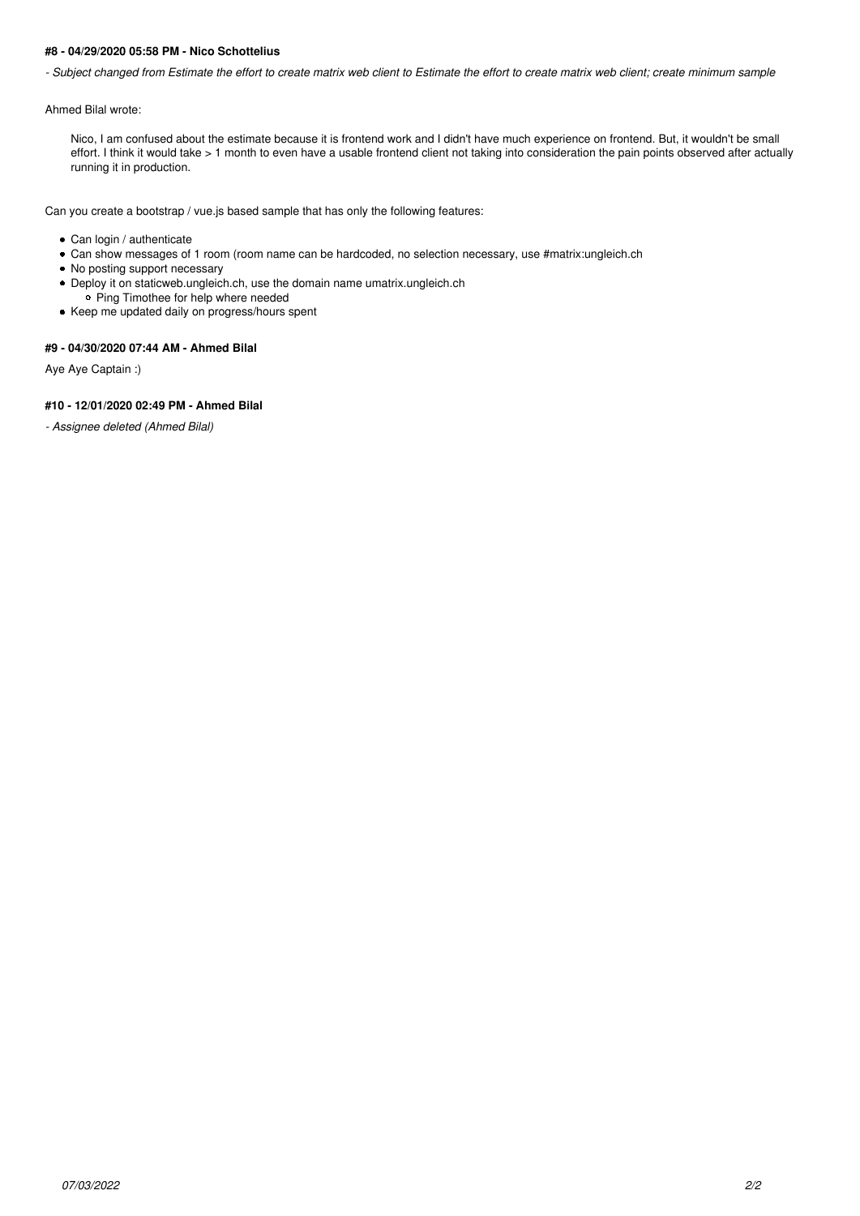#### #8 - 04/29/2020 05:58 PM - Nico Schottelius

*- Subject changed from Estimate the effort to create matrix web client to Estimate the effort to create matrix web client; create minimum sample*

Ahmed Bilal wrote:

> Nico, I am confused about the estimate because it is frontend work and I didn't have much experience on frontend. But, it wouldn't be small effort. I think it would take > 1 month to even have a usable frontend client not taking into consideration the pain points observed after actually running it in production.

Can you create a bootstrap / vue.js based sample that has only the following features:

- Can login / authenticate
- Can show messages of 1 room (room name can be hardcoded, no selection necessary, use #matrix:ungleich.ch
- No posting support necessary
- Deploy it on staticweb.ungleich.ch, use the domain name umatrix.ungleich.ch
  - Ping Timothee for help where needed
- Keep me updated daily on progress/hours spent

#### #9 - 04/30/2020 07:44 AM - Ahmed Bilal

Aye Aye Captain :)

#### #10 - 12/01/2020 02:49 PM - Ahmed Bilal

*- Assignee deleted (Ahmed Bilal)*